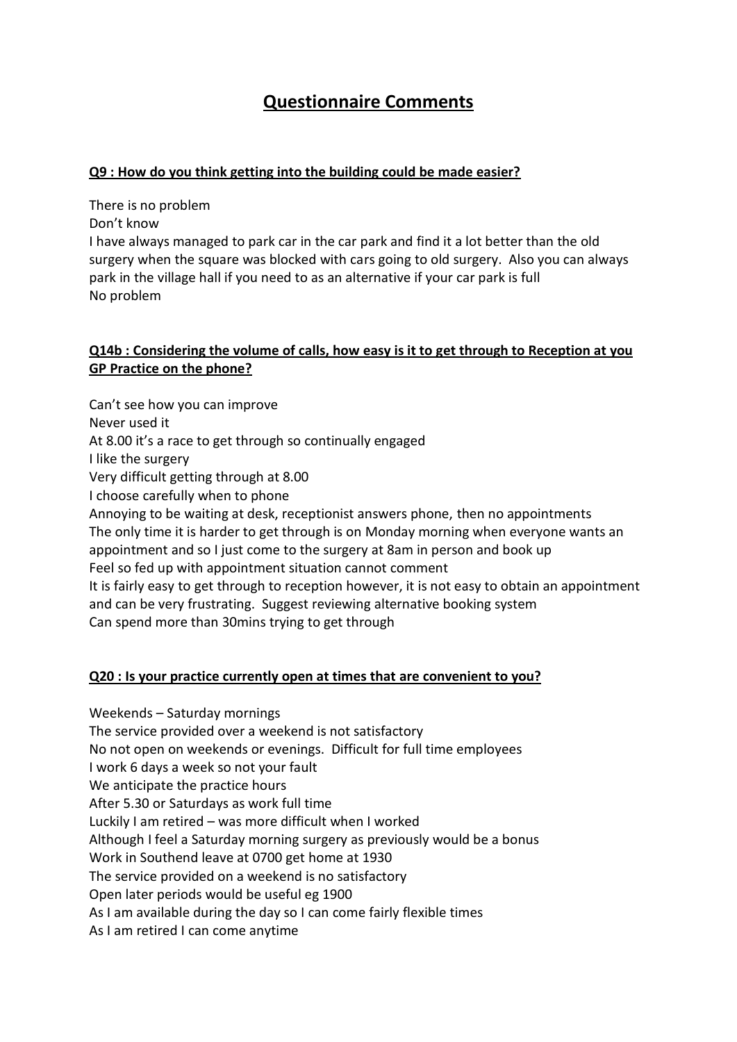# Questionnaire Comments

**Q9 : How do you think getting into the building could be made easier?**

There is no problem
Don't know
I have always managed to park car in the car park and find it a lot better than the old surgery when the square was blocked with cars going to old surgery. Also you can always park in the village hall if you need to as an alternative if your car park is full
No problem

**Q14b : Considering the volume of calls, how easy is it to get through to Reception at you GP Practice on the phone?**

Can't see how you can improve
Never used it
At 8.00 it's a race to get through so continually engaged
I like the surgery
Very difficult getting through at 8.00
I choose carefully when to phone
Annoying to be waiting at desk, receptionist answers phone, then no appointments
The only time it is harder to get through is on Monday morning when everyone wants an appointment and so I just come to the surgery at 8am in person and book up
Feel so fed up with appointment situation cannot comment
It is fairly easy to get through to reception however, it is not easy to obtain an appointment and can be very frustrating. Suggest reviewing alternative booking system
Can spend more than 30mins trying to get through

**Q20 : Is your practice currently open at times that are convenient to you?**

Weekends – Saturday mornings
The service provided over a weekend is not satisfactory
No not open on weekends or evenings. Difficult for full time employees
I work 6 days a week so not your fault
We anticipate the practice hours
After 5.30 or Saturdays as work full time
Luckily I am retired – was more difficult when I worked
Although I feel a Saturday morning surgery as previously would be a bonus
Work in Southend leave at 0700 get home at 1930
The service provided on a weekend is no satisfactory
Open later periods would be useful eg 1900
As I am available during the day so I can come fairly flexible times
As I am retired I can come anytime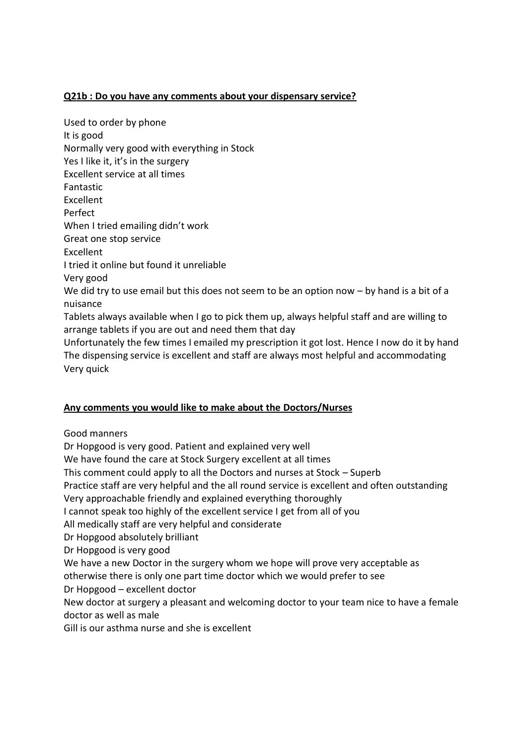**Q21b : Do you have any comments about your dispensary service?**

Used to order by phone
It is good
Normally very good with everything in Stock
Yes I like it, it's in the surgery
Excellent service at all times
Fantastic
Excellent
Perfect
When I tried emailing didn't work
Great one stop service
Excellent
I tried it online but found it unreliable
Very good
We did try to use email but this does not seem to be an option now – by hand is a bit of a nuisance
Tablets always available when I go to pick them up, always helpful staff and are willing to arrange tablets if you are out and need them that day
Unfortunately the few times I emailed my prescription it got lost. Hence I now do it by hand
The dispensing service is excellent and staff are always most helpful and accommodating
Very quick

**Any comments you would like to make about the Doctors/Nurses**

Good manners
Dr Hopgood is very good. Patient and explained very well
We have found the care at Stock Surgery excellent at all times
This comment could apply to all the Doctors and nurses at Stock – Superb
Practice staff are very helpful and the all round service is excellent and often outstanding
Very approachable friendly and explained everything thoroughly
I cannot speak too highly of the excellent service I get from all of you
All medically staff are very helpful and considerate
Dr Hopgood absolutely brilliant
Dr Hopgood is very good
We have a new Doctor in the surgery whom we hope will prove very acceptable as otherwise there is only one part time doctor which we would prefer to see
Dr Hopgood – excellent doctor
New doctor at surgery a pleasant and welcoming doctor to your team nice to have a female doctor as well as male
Gill is our asthma nurse and she is excellent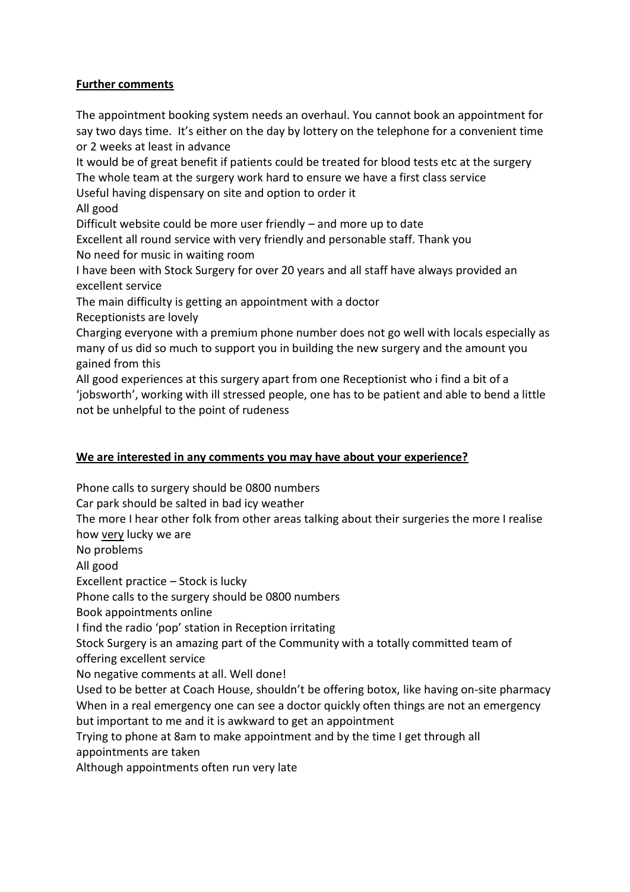**<u>Further comments</u>**

The appointment booking system needs an overhaul. You cannot book an appointment for say two days time. It's either on the day by lottery on the telephone for a convenient time or 2 weeks at least in advance

It would be of great benefit if patients could be treated for blood tests etc at the surgery

The whole team at the surgery work hard to ensure we have a first class service

Useful having dispensary on site and option to order it

All good

Difficult website could be more user friendly – and more up to date

Excellent all round service with very friendly and personable staff. Thank you

No need for music in waiting room

I have been with Stock Surgery for over 20 years and all staff have always provided an excellent service

The main difficulty is getting an appointment with a doctor

Receptionists are lovely

Charging everyone with a premium phone number does not go well with locals especially as many of us did so much to support you in building the new surgery and the amount you gained from this

All good experiences at this surgery apart from one Receptionist who i find a bit of a 'jobsworth', working with ill stressed people, one has to be patient and able to bend a little not be unhelpful to the point of rudeness

**<u>We are interested in any comments you may have about your experience?</u>**

Phone calls to surgery should be 0800 numbers

Car park should be salted in bad icy weather

The more I hear other folk from other areas talking about their surgeries the more I realise how <u>very</u> lucky we are

No problems

All good

Excellent practice – Stock is lucky

Phone calls to the surgery should be 0800 numbers

Book appointments online

I find the radio 'pop' station in Reception irritating

Stock Surgery is an amazing part of the Community with a totally committed team of offering excellent service

No negative comments at all. Well done!

Used to be better at Coach House, shouldn't be offering botox, like having on-site pharmacy

When in a real emergency one can see a doctor quickly often things are not an emergency but important to me and it is awkward to get an appointment

Trying to phone at 8am to make appointment and by the time I get through all appointments are taken

Although appointments often run very late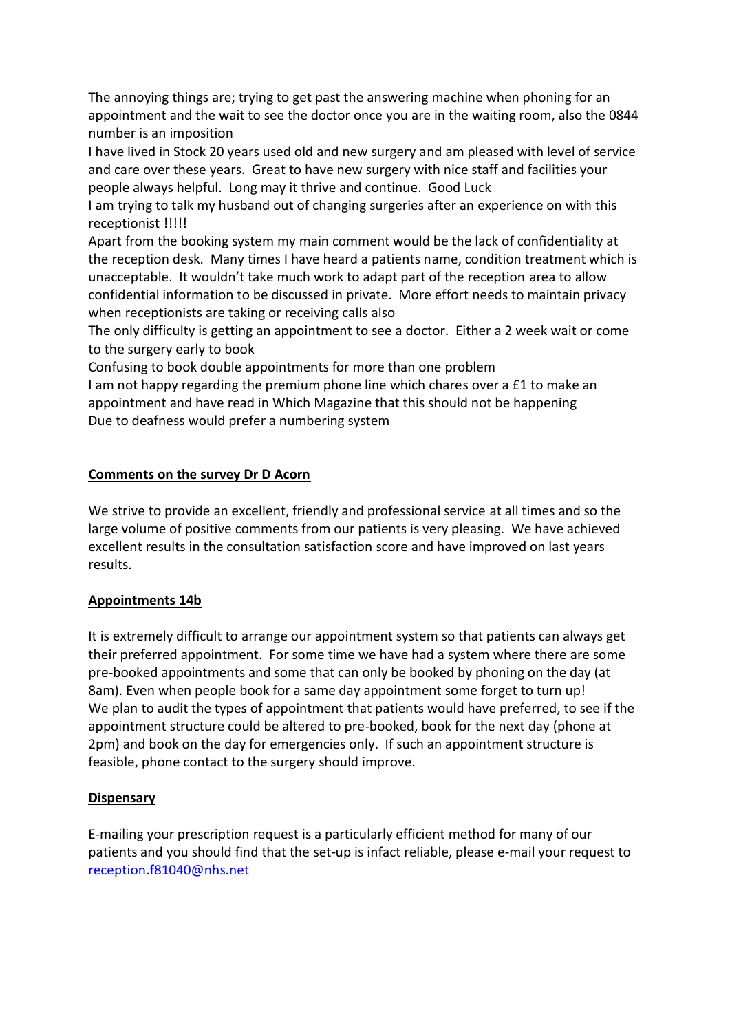The annoying things are; trying to get past the answering machine when phoning for an appointment and the wait to see the doctor once you are in the waiting room, also the 0844 number is an imposition

I have lived in Stock 20 years used old and new surgery and am pleased with level of service and care over these years. Great to have new surgery with nice staff and facilities your people always helpful. Long may it thrive and continue. Good Luck

I am trying to talk my husband out of changing surgeries after an experience on with this receptionist !!!!!

Apart from the booking system my main comment would be the lack of confidentiality at the reception desk. Many times I have heard a patients name, condition treatment which is unacceptable. It wouldn't take much work to adapt part of the reception area to allow confidential information to be discussed in private. More effort needs to maintain privacy when receptionists are taking or receiving calls also

The only difficulty is getting an appointment to see a doctor. Either a 2 week wait or come to the surgery early to book

Confusing to book double appointments for more than one problem

I am not happy regarding the premium phone line which chares over a £1 to make an appointment and have read in Which Magazine that this should not be happening

Due to deafness would prefer a numbering system

## Comments on the survey Dr D Acorn

We strive to provide an excellent, friendly and professional service at all times and so the large volume of positive comments from our patients is very pleasing. We have achieved excellent results in the consultation satisfaction score and have improved on last years results.

## Appointments 14b

It is extremely difficult to arrange our appointment system so that patients can always get their preferred appointment. For some time we have had a system where there are some pre-booked appointments and some that can only be booked by phoning on the day (at 8am). Even when people book for a same day appointment some forget to turn up!
We plan to audit the types of appointment that patients would have preferred, to see if the appointment structure could be altered to pre-booked, book for the next day (phone at 2pm) and book on the day for emergencies only. If such an appointment structure is feasible, phone contact to the surgery should improve.

## Dispensary

E-mailing your prescription request is a particularly efficient method for many of our patients and you should find that the set-up is infact reliable, please e-mail your request to reception.f81040@nhs.net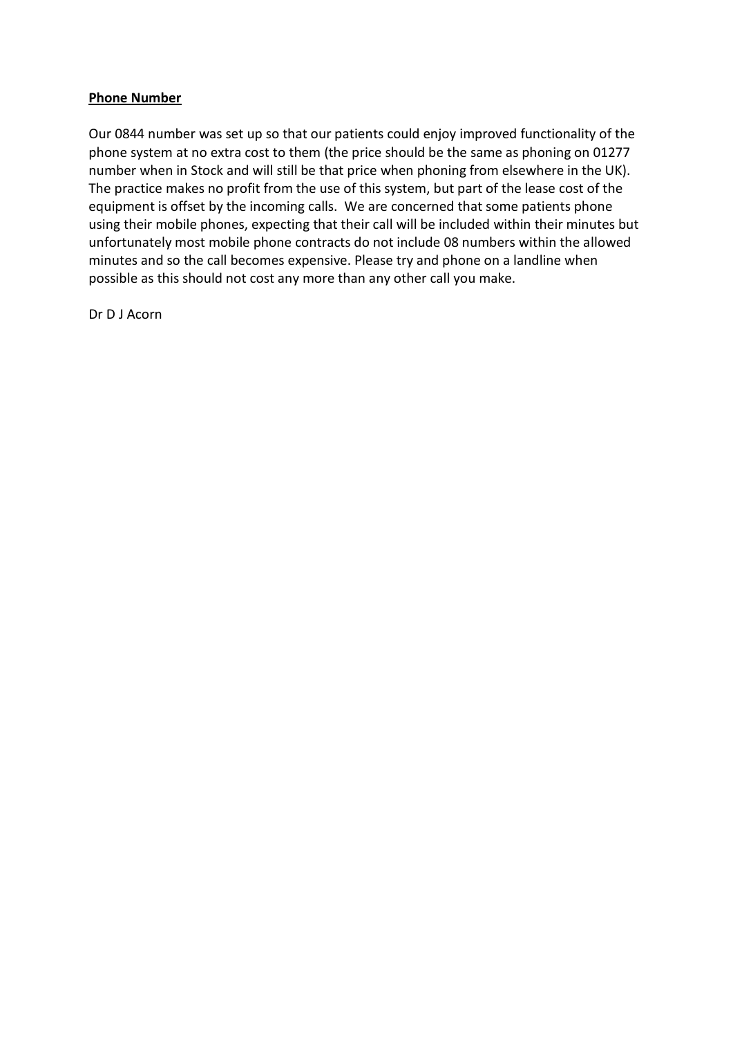**Phone Number**

Our 0844 number was set up so that our patients could enjoy improved functionality of the phone system at no extra cost to them (the price should be the same as phoning on 01277 number when in Stock and will still be that price when phoning from elsewhere in the UK). The practice makes no profit from the use of this system, but part of the lease cost of the equipment is offset by the incoming calls. We are concerned that some patients phone using their mobile phones, expecting that their call will be included within their minutes but unfortunately most mobile phone contracts do not include 08 numbers within the allowed minutes and so the call becomes expensive. Please try and phone on a landline when possible as this should not cost any more than any other call you make.

Dr D J Acorn